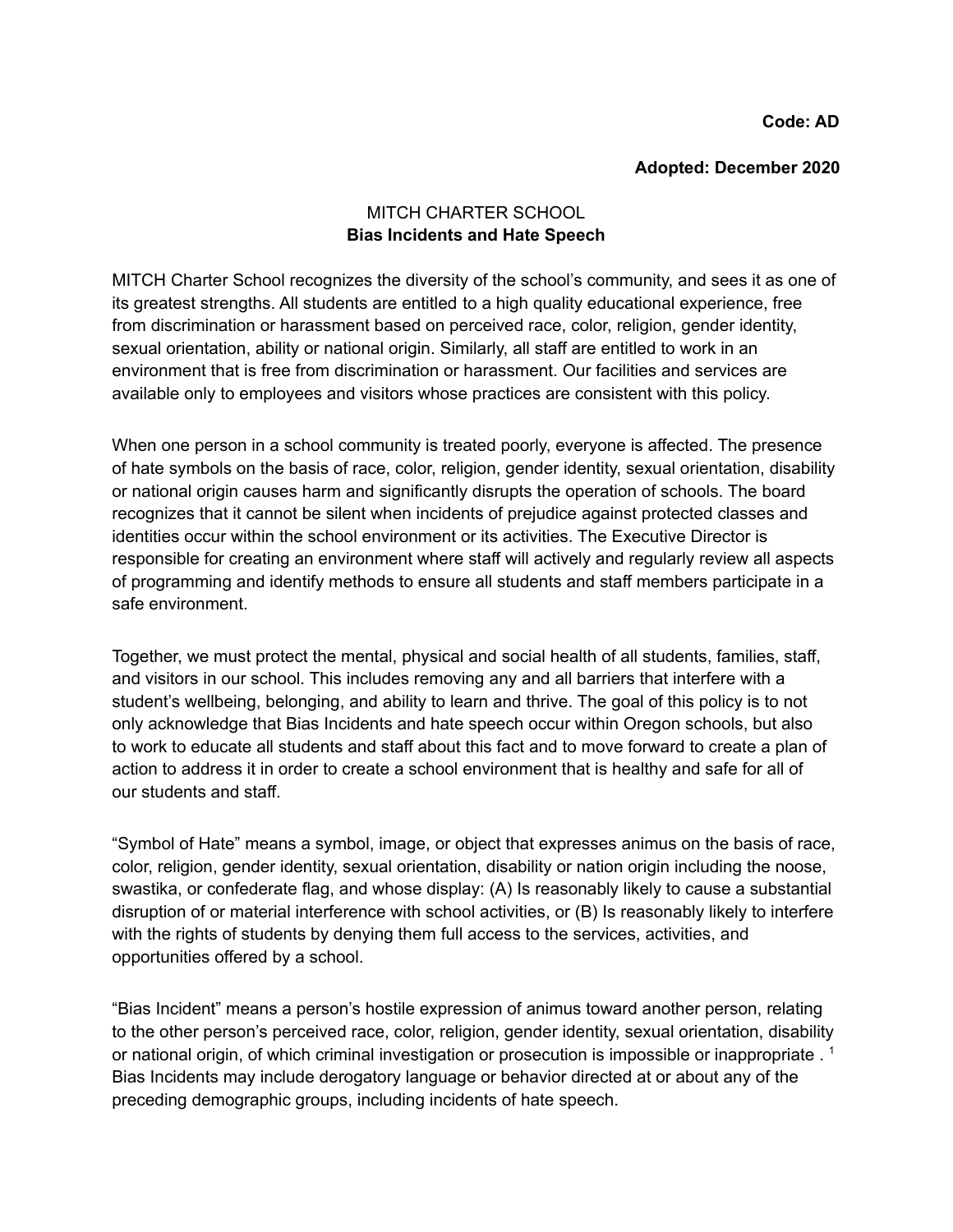**Code: AD**

**Adopted: December 2020**

MITCH CHARTER SCHOOL
**Bias Incidents and Hate Speech**

MITCH Charter School recognizes the diversity of the school's community, and sees it as one of its greatest strengths. All students are entitled to a high quality educational experience, free from discrimination or harassment based on perceived race, color, religion, gender identity, sexual orientation, ability or national origin. Similarly, all staff are entitled to work in an environment that is free from discrimination or harassment. Our facilities and services are available only to employees and visitors whose practices are consistent with this policy.

When one person in a school community is treated poorly, everyone is affected. The presence of hate symbols on the basis of race, color, religion, gender identity, sexual orientation, disability or national origin causes harm and significantly disrupts the operation of schools. The board recognizes that it cannot be silent when incidents of prejudice against protected classes and identities occur within the school environment or its activities. The Executive Director is responsible for creating an environment where staff will actively and regularly review all aspects of programming and identify methods to ensure all students and staff members participate in a safe environment.

Together, we must protect the mental, physical and social health of all students, families, staff, and visitors in our school. This includes removing any and all barriers that interfere with a student's wellbeing, belonging, and ability to learn and thrive. The goal of this policy is to not only acknowledge that Bias Incidents and hate speech occur within Oregon schools, but also to work to educate all students and staff about this fact and to move forward to create a plan of action to address it in order to create a school environment that is healthy and safe for all of our students and staff.

"Symbol of Hate" means a symbol, image, or object that expresses animus on the basis of race, color, religion, gender identity, sexual orientation, disability or nation origin including the noose, swastika, or confederate flag, and whose display: (A) Is reasonably likely to cause a substantial disruption of or material interference with school activities, or (B) Is reasonably likely to interfere with the rights of students by denying them full access to the services, activities, and opportunities offered by a school.

"Bias Incident" means a person's hostile expression of animus toward another person, relating to the other person's perceived race, color, religion, gender identity, sexual orientation, disability or national origin, of which criminal investigation or prosecution is impossible or inappropriate . [1] Bias Incidents may include derogatory language or behavior directed at or about any of the preceding demographic groups, including incidents of hate speech.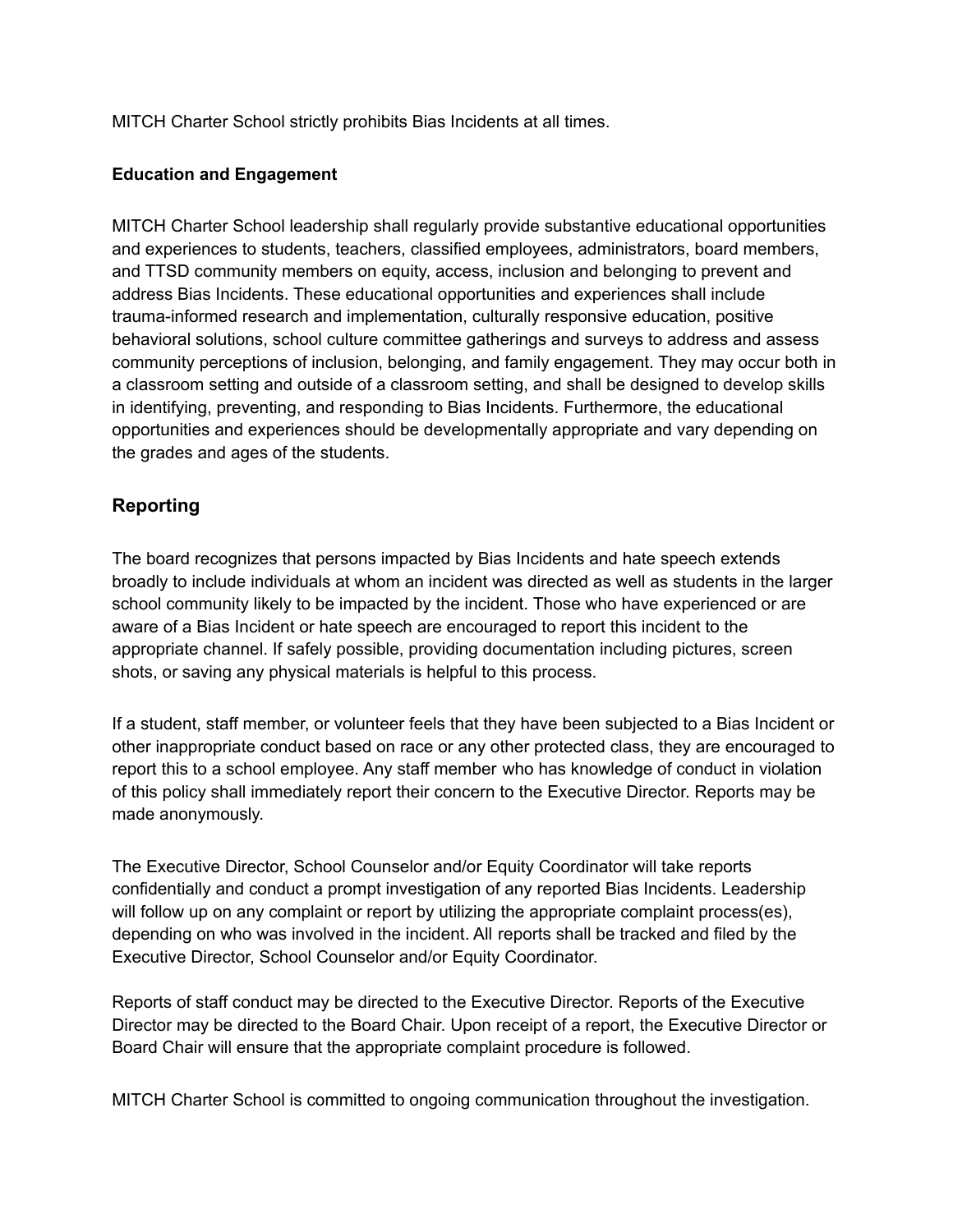MITCH Charter School strictly prohibits Bias Incidents at all times.

**Education and Engagement**

MITCH Charter School leadership shall regularly provide substantive educational opportunities and experiences to students, teachers, classified employees, administrators, board members, and TTSD community members on equity, access, inclusion and belonging to prevent and address Bias Incidents. These educational opportunities and experiences shall include trauma-informed research and implementation, culturally responsive education, positive behavioral solutions, school culture committee gatherings and surveys to address and assess community perceptions of inclusion, belonging, and family engagement. They may occur both in a classroom setting and outside of a classroom setting, and shall be designed to develop skills in identifying, preventing, and responding to Bias Incidents. Furthermore, the educational opportunities and experiences should be developmentally appropriate and vary depending on the grades and ages of the students.

## Reporting

The board recognizes that persons impacted by Bias Incidents and hate speech extends broadly to include individuals at whom an incident was directed as well as students in the larger school community likely to be impacted by the incident. Those who have experienced or are aware of a Bias Incident or hate speech are encouraged to report this incident to the appropriate channel. If safely possible, providing documentation including pictures, screen shots, or saving any physical materials is helpful to this process.

If a student, staff member, or volunteer feels that they have been subjected to a Bias Incident or other inappropriate conduct based on race or any other protected class, they are encouraged to report this to a school employee. Any staff member who has knowledge of conduct in violation of this policy shall immediately report their concern to the Executive Director. Reports may be made anonymously.

The Executive Director, School Counselor and/or Equity Coordinator will take reports confidentially and conduct a prompt investigation of any reported Bias Incidents. Leadership will follow up on any complaint or report by utilizing the appropriate complaint process(es), depending on who was involved in the incident. All reports shall be tracked and filed by the Executive Director, School Counselor and/or Equity Coordinator.

Reports of staff conduct may be directed to the Executive Director. Reports of the Executive Director may be directed to the Board Chair. Upon receipt of a report, the Executive Director or Board Chair will ensure that the appropriate complaint procedure is followed.

MITCH Charter School is committed to ongoing communication throughout the investigation.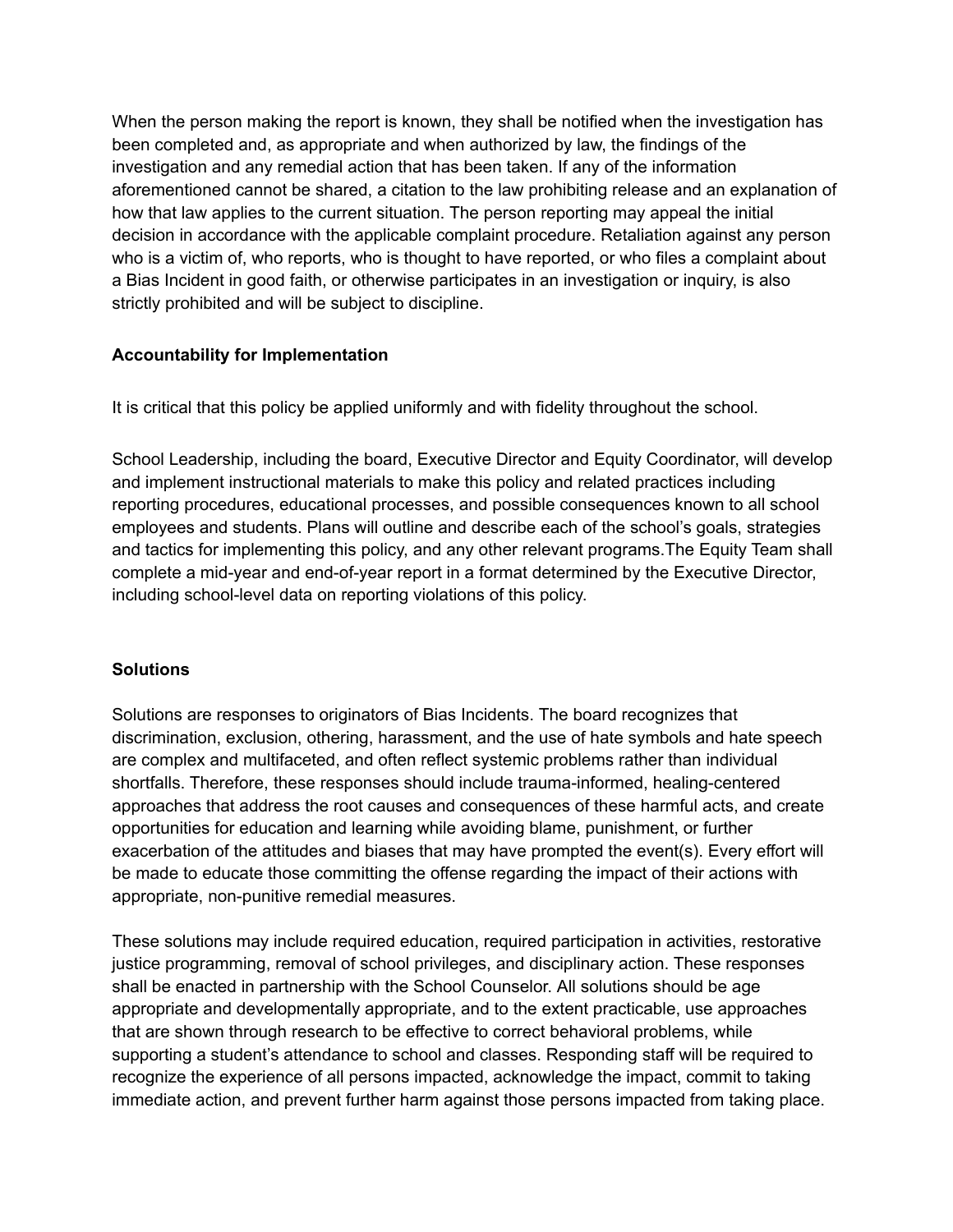When the person making the report is known, they shall be notified when the investigation has been completed and, as appropriate and when authorized by law, the findings of the investigation and any remedial action that has been taken. If any of the information aforementioned cannot be shared, a citation to the law prohibiting release and an explanation of how that law applies to the current situation. The person reporting may appeal the initial decision in accordance with the applicable complaint procedure. Retaliation against any person who is a victim of, who reports, who is thought to have reported, or who files a complaint about a Bias Incident in good faith, or otherwise participates in an investigation or inquiry, is also strictly prohibited and will be subject to discipline.

**Accountability for Implementation**

It is critical that this policy be applied uniformly and with fidelity throughout the school.

School Leadership, including the board, Executive Director and Equity Coordinator, will develop and implement instructional materials to make this policy and related practices including reporting procedures, educational processes, and possible consequences known to all school employees and students. Plans will outline and describe each of the school's goals, strategies and tactics for implementing this policy, and any other relevant programs.The Equity Team shall complete a mid-year and end-of-year report in a format determined by the Executive Director, including school-level data on reporting violations of this policy.

**Solutions**

Solutions are responses to originators of Bias Incidents. The board recognizes that discrimination, exclusion, othering, harassment, and the use of hate symbols and hate speech are complex and multifaceted, and often reflect systemic problems rather than individual shortfalls. Therefore, these responses should include trauma-informed, healing-centered approaches that address the root causes and consequences of these harmful acts, and create opportunities for education and learning while avoiding blame, punishment, or further exacerbation of the attitudes and biases that may have prompted the event(s). Every effort will be made to educate those committing the offense regarding the impact of their actions with appropriate, non-punitive remedial measures.

These solutions may include required education, required participation in activities, restorative justice programming, removal of school privileges, and disciplinary action. These responses shall be enacted in partnership with the School Counselor. All solutions should be age appropriate and developmentally appropriate, and to the extent practicable, use approaches that are shown through research to be effective to correct behavioral problems, while supporting a student's attendance to school and classes. Responding staff will be required to recognize the experience of all persons impacted, acknowledge the impact, commit to taking immediate action, and prevent further harm against those persons impacted from taking place.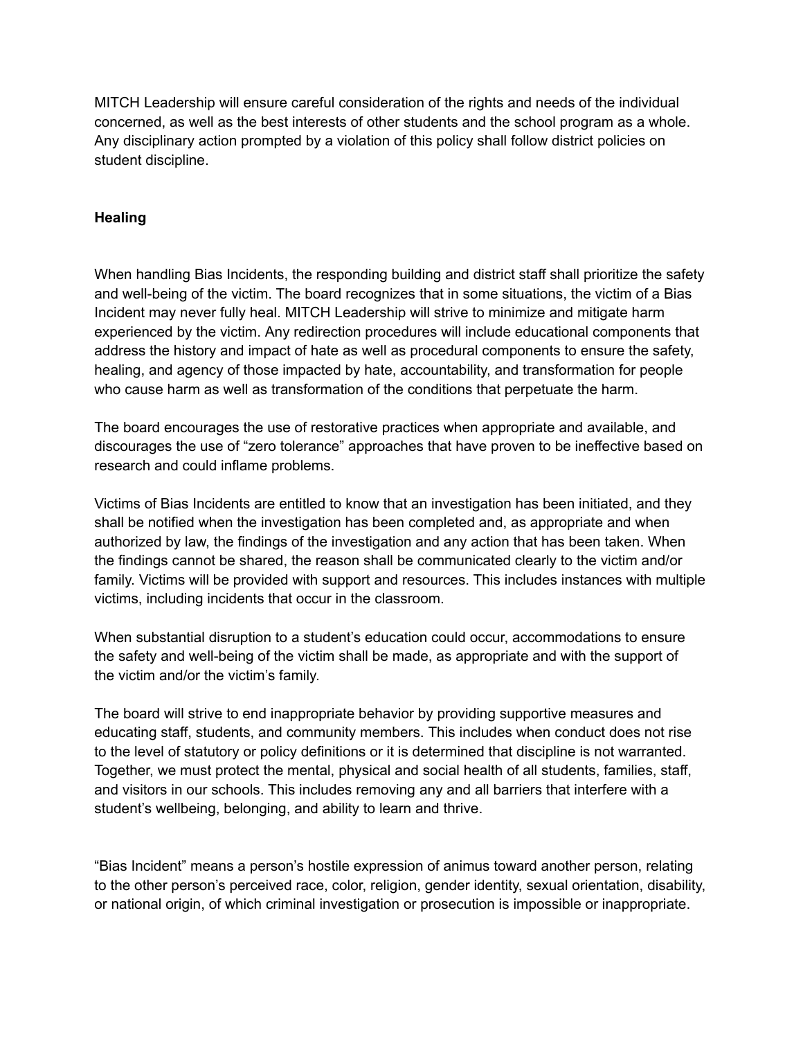MITCH Leadership will ensure careful consideration of the rights and needs of the individual concerned, as well as the best interests of other students and the school program as a whole. Any disciplinary action prompted by a violation of this policy shall follow district policies on student discipline.

**Healing**

When handling Bias Incidents, the responding building and district staff shall prioritize the safety and well-being of the victim. The board recognizes that in some situations, the victim of a Bias Incident may never fully heal. MITCH Leadership will strive to minimize and mitigate harm experienced by the victim. Any redirection procedures will include educational components that address the history and impact of hate as well as procedural components to ensure the safety, healing, and agency of those impacted by hate, accountability, and transformation for people who cause harm as well as transformation of the conditions that perpetuate the harm.

The board encourages the use of restorative practices when appropriate and available, and discourages the use of "zero tolerance" approaches that have proven to be ineffective based on research and could inflame problems.

Victims of Bias Incidents are entitled to know that an investigation has been initiated, and they shall be notified when the investigation has been completed and, as appropriate and when authorized by law, the findings of the investigation and any action that has been taken. When the findings cannot be shared, the reason shall be communicated clearly to the victim and/or family. Victims will be provided with support and resources. This includes instances with multiple victims, including incidents that occur in the classroom.

When substantial disruption to a student's education could occur, accommodations to ensure the safety and well-being of the victim shall be made, as appropriate and with the support of the victim and/or the victim's family.

The board will strive to end inappropriate behavior by providing supportive measures and educating staff, students, and community members. This includes when conduct does not rise to the level of statutory or policy definitions or it is determined that discipline is not warranted. Together, we must protect the mental, physical and social health of all students, families, staff, and visitors in our schools. This includes removing any and all barriers that interfere with a student's wellbeing, belonging, and ability to learn and thrive.

"Bias Incident" means a person's hostile expression of animus toward another person, relating to the other person's perceived race, color, religion, gender identity, sexual orientation, disability, or national origin, of which criminal investigation or prosecution is impossible or inappropriate.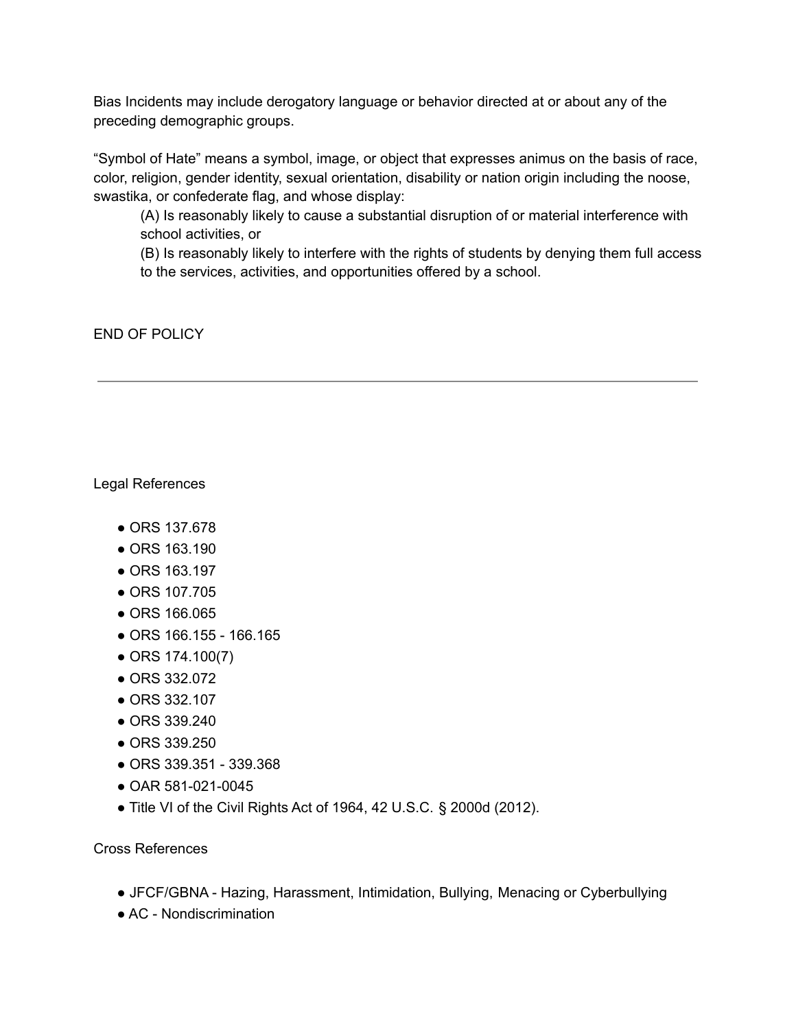Bias Incidents may include derogatory language or behavior directed at or about any of the preceding demographic groups.

"Symbol of Hate" means a symbol, image, or object that expresses animus on the basis of race, color, religion, gender identity, sexual orientation, disability or nation origin including the noose, swastika, or confederate flag, and whose display:

> (A) Is reasonably likely to cause a substantial disruption of or material interference with school activities, or
>
> (B) Is reasonably likely to interfere with the rights of students by denying them full access to the services, activities, and opportunities offered by a school.

END OF POLICY

---

Legal References

- ORS 137.678
- ORS 163.190
- ORS 163.197
- ORS 107.705
- ORS 166.065
- ORS 166.155 - 166.165
- ORS 174.100(7)
- ORS 332.072
- ORS 332.107
- ORS 339.240
- ORS 339.250
- ORS 339.351 - 339.368
- OAR 581-021-0045
- Title VI of the Civil Rights Act of 1964, 42 U.S.C. § 2000d (2012).

Cross References

- JFCF/GBNA - Hazing, Harassment, Intimidation, Bullying, Menacing or Cyberbullying
- AC - Nondiscrimination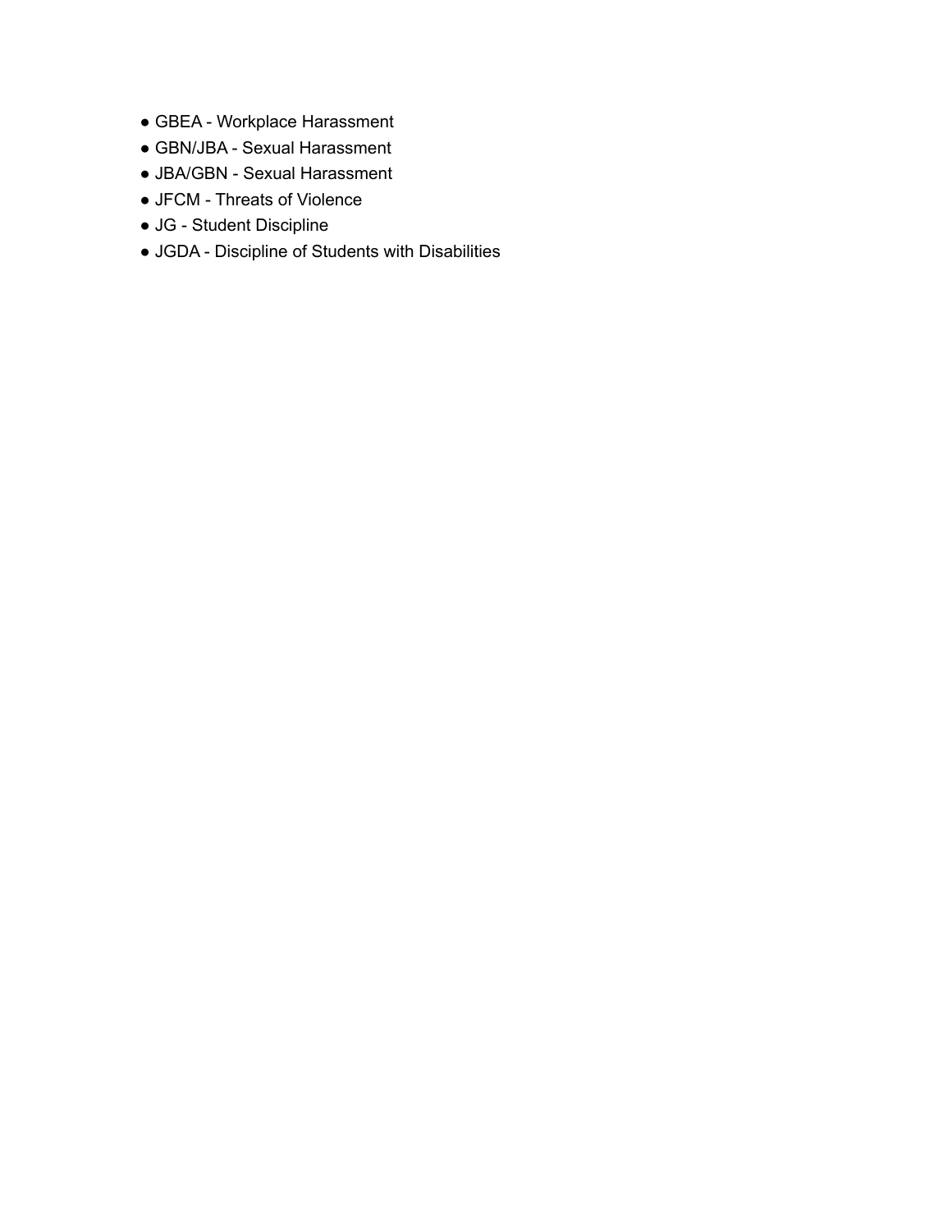- GBEA - Workplace Harassment
- GBN/JBA - Sexual Harassment
- JBA/GBN - Sexual Harassment
- JFCM - Threats of Violence
- JG - Student Discipline
- JGDA - Discipline of Students with Disabilities